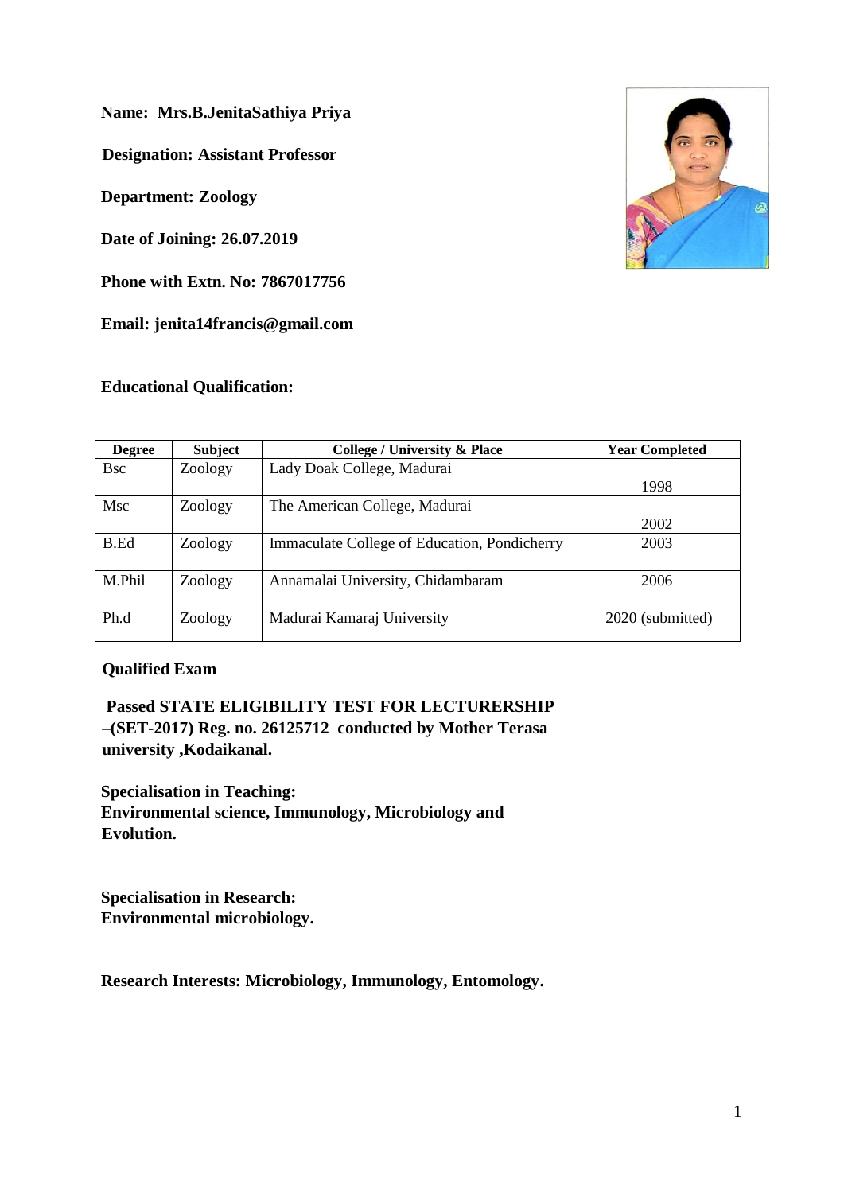**Name: Mrs.B.JenitaSathiya Priya**

**Designation: Assistant Professor**

**Department: Zoology**

**Date of Joining: 26.07.2019**

**Phone with Extn. No: 7867017756**

**Email: jenita14francis@gmail.com**

**Educational Qualification:**

| Degree | Subject | College / University & Place | Year Completed |
|---|---|---|---|
| Bsc | Zoology | Lady Doak College, Madurai | 1998 |
| Msc | Zoology | The American College, Madurai | 2002 |
| B.Ed | Zoology | Immaculate College of Education, Pondicherry | 2003 |
| M.Phil | Zoology | Annamalai University, Chidambaram | 2006 |
| Ph.d | Zoology | Madurai Kamaraj University | 2020 (submitted) |

**Qualified Exam**

**Passed STATE ELIGIBILITY TEST FOR LECTURERSHIP –(SET-2017) Reg. no. 26125712 conducted by Mother Terasa university ,Kodaikanal.**

**Specialisation in Teaching:**
**Environmental science, Immunology, Microbiology and Evolution.**

**Specialisation in Research:**
**Environmental microbiology.**

**Research Interests: Microbiology, Immunology, Entomology.**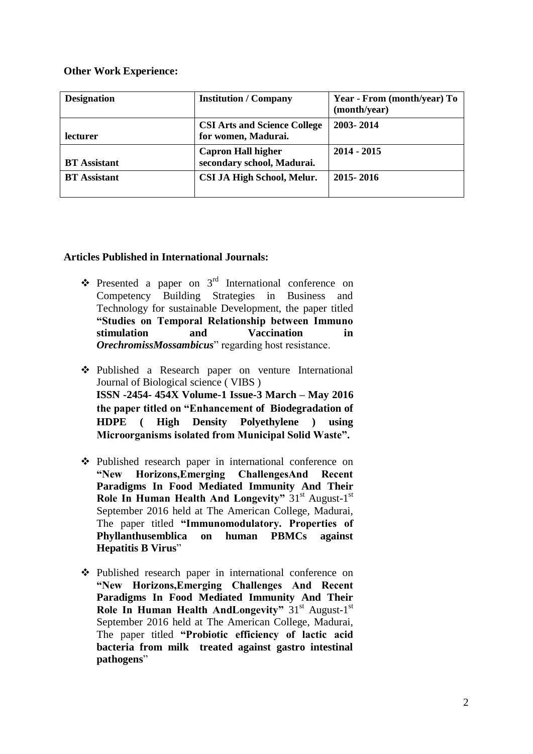**Other Work Experience:**

| Designation | Institution / Company | Year - From (month/year) To (month/year) |
|---|---|---|
| lecturer | **CSI Arts and Science College for women, Madurai.** | **2003- 2014** |
| **BT Assistant** | **Capron Hall higher secondary school, Madurai.** | **2014 - 2015** |
| **BT Assistant** | **CSI JA High School, Melur.** | **2015- 2016** |

**Articles Published in International Journals:**

- Presented a paper on 3rd International conference on Competency Building Strategies in Business and Technology for sustainable Development, the paper titled **"Studies on Temporal Relationship between Immuno stimulation and Vaccination in *OrechromissMossambicus***" regarding host resistance.

- Published a Research paper on venture International Journal of Biological science ( VIBS ) **ISSN -2454- 454X Volume-1 Issue-3 March – May 2016 the paper titled on "Enhancement of Biodegradation of HDPE ( High Density Polyethylene ) using Microorganisms isolated from Municipal Solid Waste".**

- Published research paper in international conference on **"New Horizons,Emerging ChallengesAnd Recent Paradigms In Food Mediated Immunity And Their Role In Human Health And Longevity"** 31st August-1st September 2016 held at The American College, Madurai, The paper titled **"Immunomodulatory. Properties of Phyllanthusemblica on human PBMCs against Hepatitis B Virus**"

- Published research paper in international conference on **"New Horizons,Emerging Challenges And Recent Paradigms In Food Mediated Immunity And Their Role In Human Health AndLongevity"** 31st August-1st September 2016 held at The American College, Madurai, The paper titled **"Probiotic efficiency of lactic acid bacteria from milk treated against gastro intestinal pathogens**"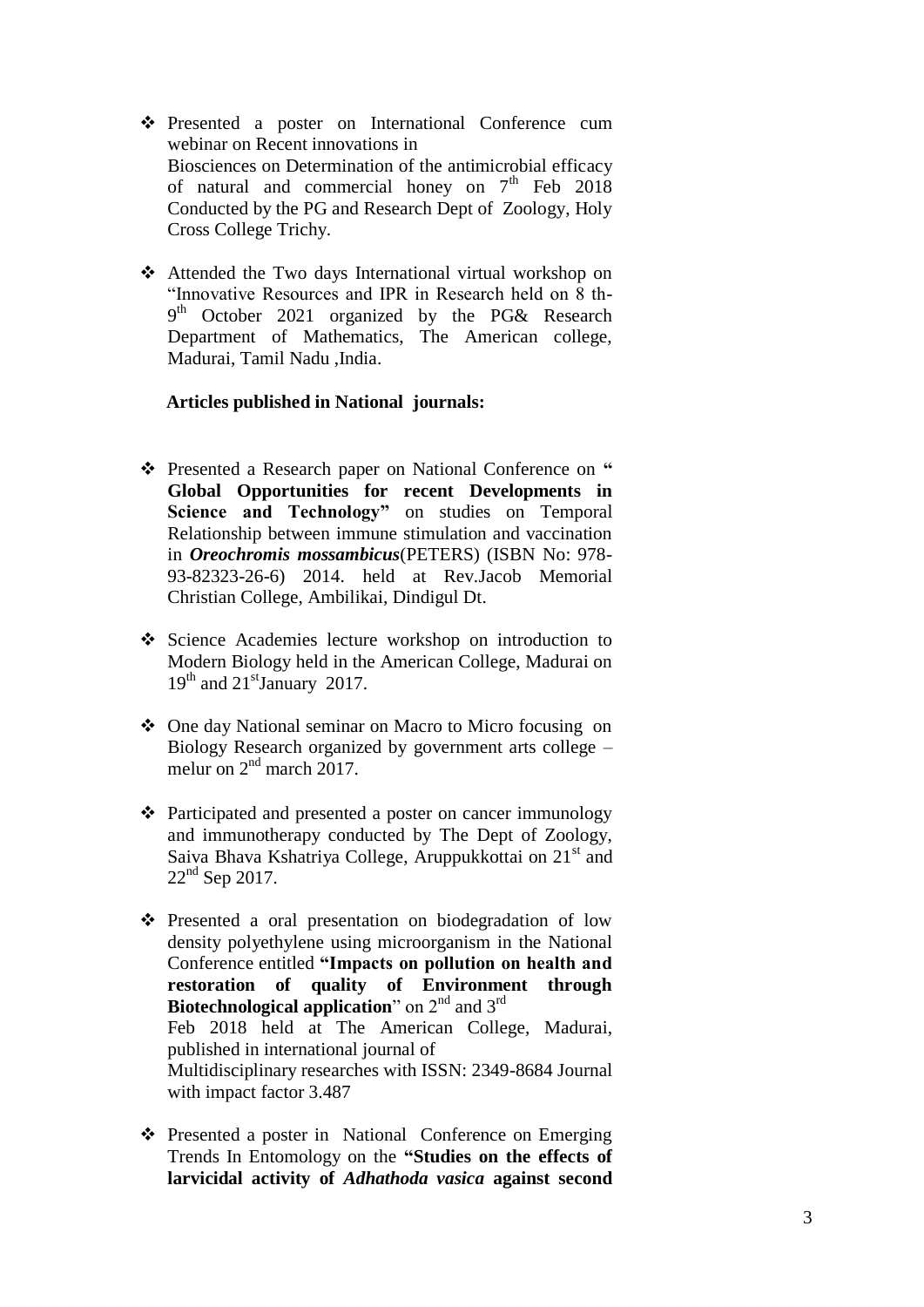- Presented a poster on International Conference cum webinar on Recent innovations in Biosciences on Determination of the antimicrobial efficacy of natural and commercial honey on 7th Feb 2018 Conducted by the PG and Research Dept of Zoology, Holy Cross College Trichy.

- Attended the Two days International virtual workshop on "Innovative Resources and IPR in Research held on 8 th-9th October 2021 organized by the PG& Research Department of Mathematics, The American college, Madurai, Tamil Nadu ,India.

**Articles published in National journals:**

- Presented a Research paper on National Conference on "**Global Opportunities for recent Developments in Science and Technology"** on studies on Temporal Relationship between immune stimulation and vaccination in ***Oreochromis mossambicus***(PETERS) (ISBN No: 978-93-82323-26-6) 2014. held at Rev.Jacob Memorial Christian College, Ambilikai, Dindigul Dt.

- Science Academies lecture workshop on introduction to Modern Biology held in the American College, Madurai on 19th and 21stJanuary 2017.

- One day National seminar on Macro to Micro focusing on Biology Research organized by government arts college – melur on 2nd march 2017.

- Participated and presented a poster on cancer immunology and immunotherapy conducted by The Dept of Zoology, Saiva Bhava Kshatriya College, Aruppukkottai on 21st and 22nd Sep 2017.

- Presented a oral presentation on biodegradation of low density polyethylene using microorganism in the National Conference entitled **"Impacts on pollution on health and restoration of quality of Environment through Biotechnological application**" on 2nd and 3rd Feb 2018 held at The American College, Madurai, published in international journal of Multidisciplinary researches with ISSN: 2349-8684 Journal with impact factor 3.487

- Presented a poster in National Conference on Emerging Trends In Entomology on the **"Studies on the effects of larvicidal activity of *Adhathoda vasica* against second**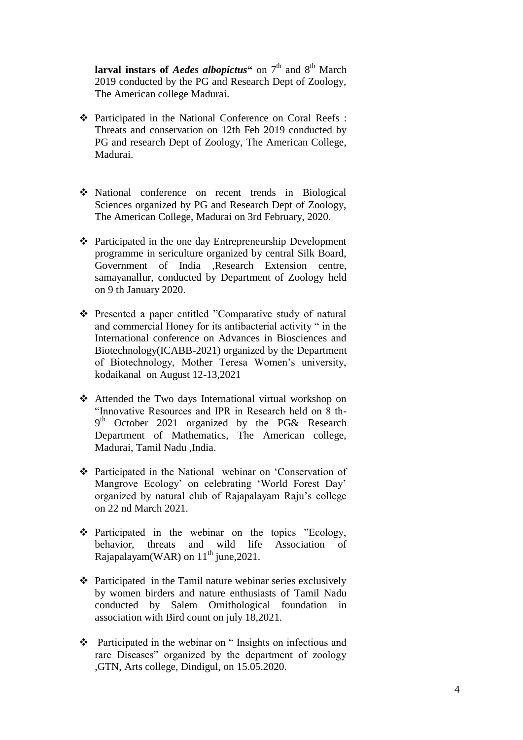**larval instars of *Aedes albopictus*"** on 7th and 8th March 2019 conducted by the PG and Research Dept of Zoology, The American college Madurai.

- Participated in the National Conference on Coral Reefs : Threats and conservation on 12th Feb 2019 conducted by PG and research Dept of Zoology, The American College, Madurai.

- National conference on recent trends in Biological Sciences organized by PG and Research Dept of Zoology, The American College, Madurai on 3rd February, 2020.

- Participated in the one day Entrepreneurship Development programme in sericulture organized by central Silk Board, Government of India ,Research Extension centre, samayanallur, conducted by Department of Zoology held on 9 th January 2020.

- Presented a paper entitled "Comparative study of natural and commercial Honey for its antibacterial activity " in the International conference on Advances in Biosciences and Biotechnology(ICABB-2021) organized by the Department of Biotechnology, Mother Teresa Women's university, kodaikanal on August 12-13,2021

- Attended the Two days International virtual workshop on "Innovative Resources and IPR in Research held on 8 th-9th October 2021 organized by the PG& Research Department of Mathematics, The American college, Madurai, Tamil Nadu ,India.

- Participated in the National webinar on 'Conservation of Mangrove Ecology' on celebrating 'World Forest Day' organized by natural club of Rajapalayam Raju's college on 22 nd March 2021.

- Participated in the webinar on the topics "Ecology, behavior, threats and wild life Association of Rajapalayam(WAR) on 11th june,2021.

- Participated in the Tamil nature webinar series exclusively by women birders and nature enthusiasts of Tamil Nadu conducted by Salem Ornithological foundation in association with Bird count on july 18,2021.

- Participated in the webinar on " Insights on infectious and rare Diseases" organized by the department of zoology ,GTN, Arts college, Dindigul, on 15.05.2020.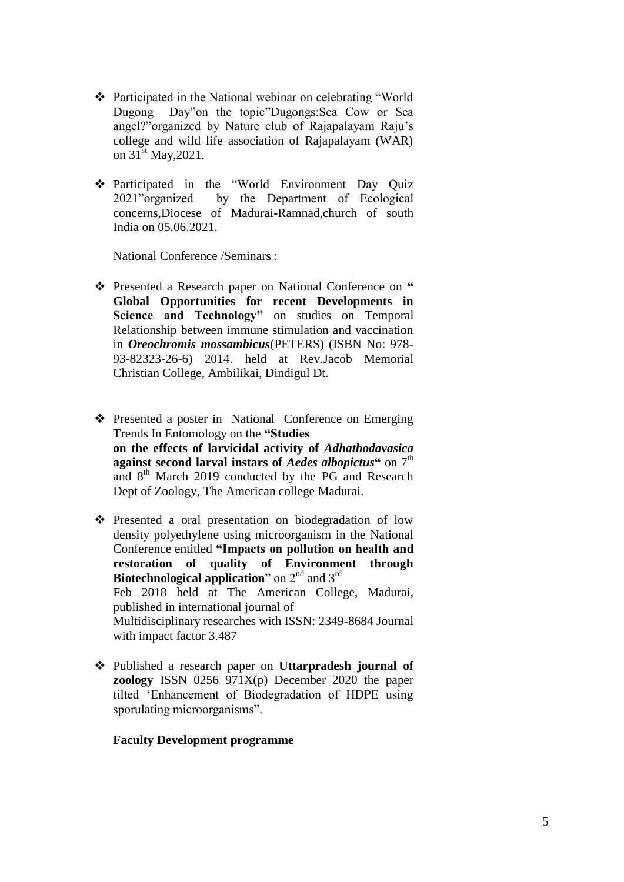- Participated in the National webinar on celebrating "World Dugong Day"on the topic"Dugongs:Sea Cow or Sea angel?"organized by Nature club of Rajapalayam Raju's college and wild life association of Rajapalayam (WAR) on 31st May,2021.

- Participated in the "World Environment Day Quiz 2021"organized by the Department of Ecological concerns,Diocese of Madurai-Ramnad,church of south India on 05.06.2021.

National Conference /Seminars :

- Presented a Research paper on National Conference on **" Global Opportunities for recent Developments in Science and Technology"** on studies on Temporal Relationship between immune stimulation and vaccination in ***Oreochromis mossambicus***(PETERS) (ISBN No: 978-93-82323-26-6) 2014. held at Rev.Jacob Memorial Christian College, Ambilikai, Dindigul Dt.

- Presented a poster in National Conference on Emerging Trends In Entomology on the **"Studies on the effects of larvicidal activity of *Adhathodavasica* against second larval instars of *Aedes albopictus*"** on 7th and 8th March 2019 conducted by the PG and Research Dept of Zoology, The American college Madurai.

- Presented a oral presentation on biodegradation of low density polyethylene using microorganism in the National Conference entitled **"Impacts on pollution on health and restoration of quality of Environment through Biotechnological application**" on 2nd and 3rd Feb 2018 held at The American College, Madurai, published in international journal of Multidisciplinary researches with ISSN: 2349-8684 Journal with impact factor 3.487

- Published a research paper on **Uttarpradesh journal of zoology** ISSN 0256 971X(p) December 2020 the paper tilted 'Enhancement of Biodegradation of HDPE using sporulating microorganisms".

**Faculty Development programme**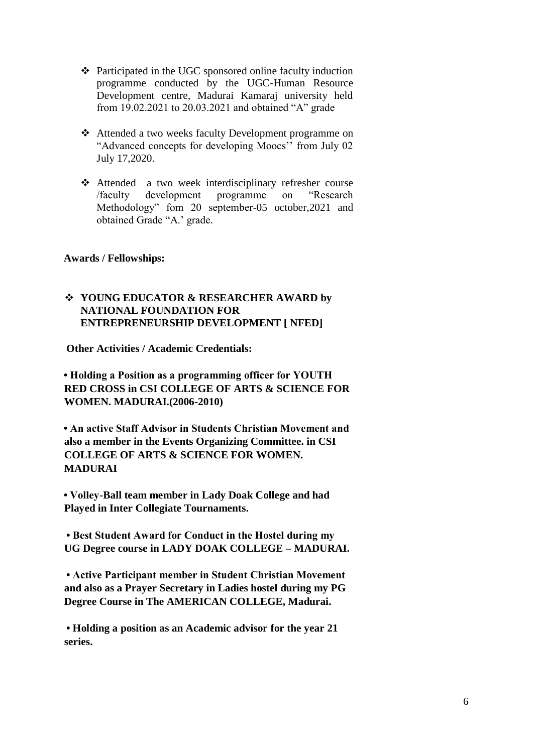- ❖ Participated in the UGC sponsored online faculty induction programme conducted by the UGC-Human Resource Development centre, Madurai Kamaraj university held from 19.02.2021 to 20.03.2021 and obtained "A" grade

- ❖ Attended a two weeks faculty Development programme on "Advanced concepts for developing Moocs'' from July 02 July 17,2020.

- ❖ Attended a two week interdisciplinary refresher course /faculty development programme on "Research Methodology" fom 20 september-05 october,2021 and obtained Grade "A.' grade.

**Awards / Fellowships:**

- ❖ **YOUNG EDUCATOR & RESEARCHER AWARD by NATIONAL FOUNDATION FOR ENTREPRENEURSHIP DEVELOPMENT [ NFED]**

**Other Activities / Academic Credentials:**

**• Holding a Position as a programming officer for YOUTH RED CROSS in CSI COLLEGE OF ARTS & SCIENCE FOR WOMEN. MADURAI.(2006-2010)**

**• An active Staff Advisor in Students Christian Movement and also a member in the Events Organizing Committee. in CSI COLLEGE OF ARTS & SCIENCE FOR WOMEN. MADURAI**

**• Volley-Ball team member in Lady Doak College and had Played in Inter Collegiate Tournaments.**

**• Best Student Award for Conduct in the Hostel during my UG Degree course in LADY DOAK COLLEGE – MADURAI.**

**• Active Participant member in Student Christian Movement and also as a Prayer Secretary in Ladies hostel during my PG Degree Course in The AMERICAN COLLEGE, Madurai.**

**• Holding a position as an Academic advisor for the year 21 series.**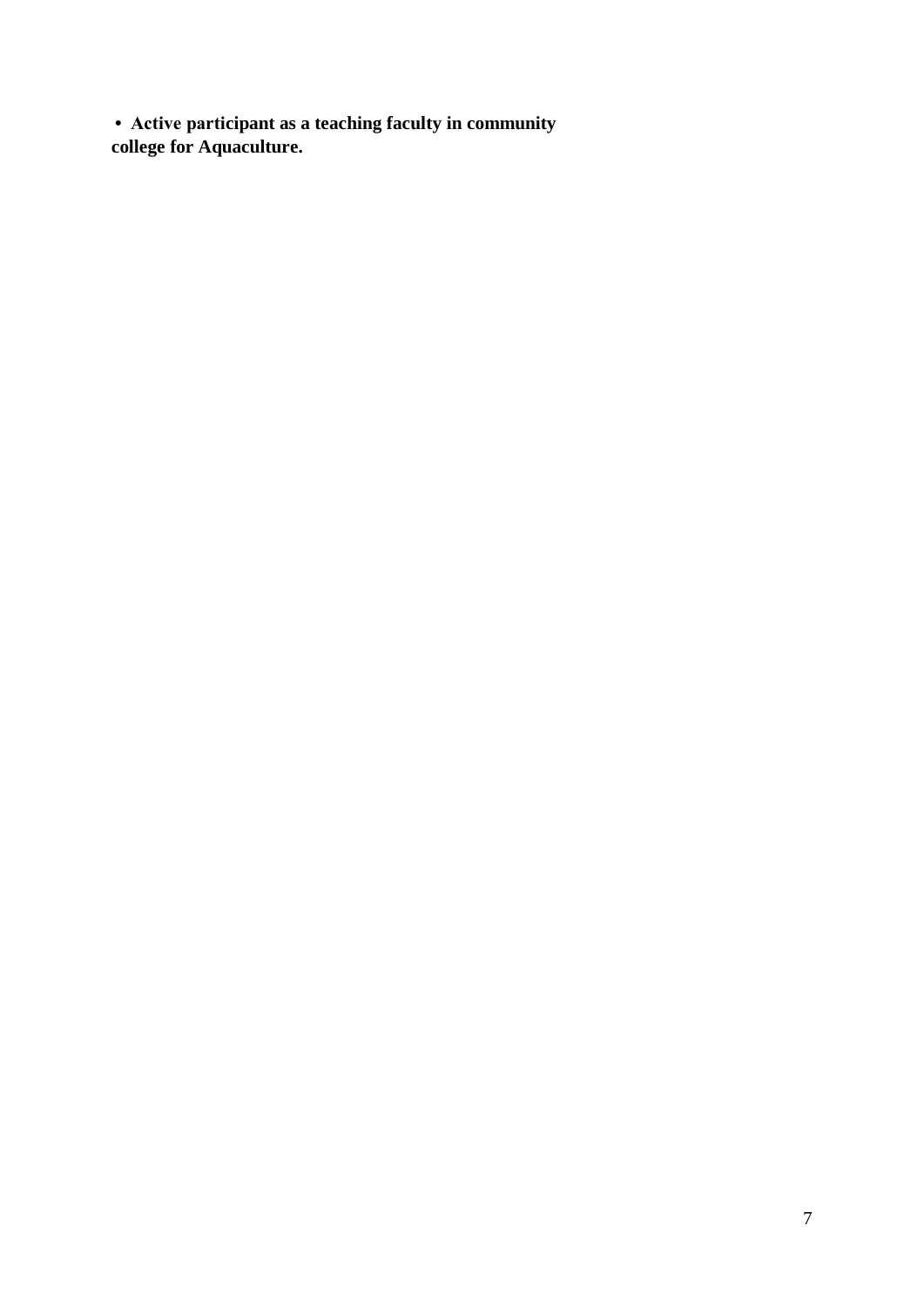- **Active participant as a teaching faculty in community college for Aquaculture.**